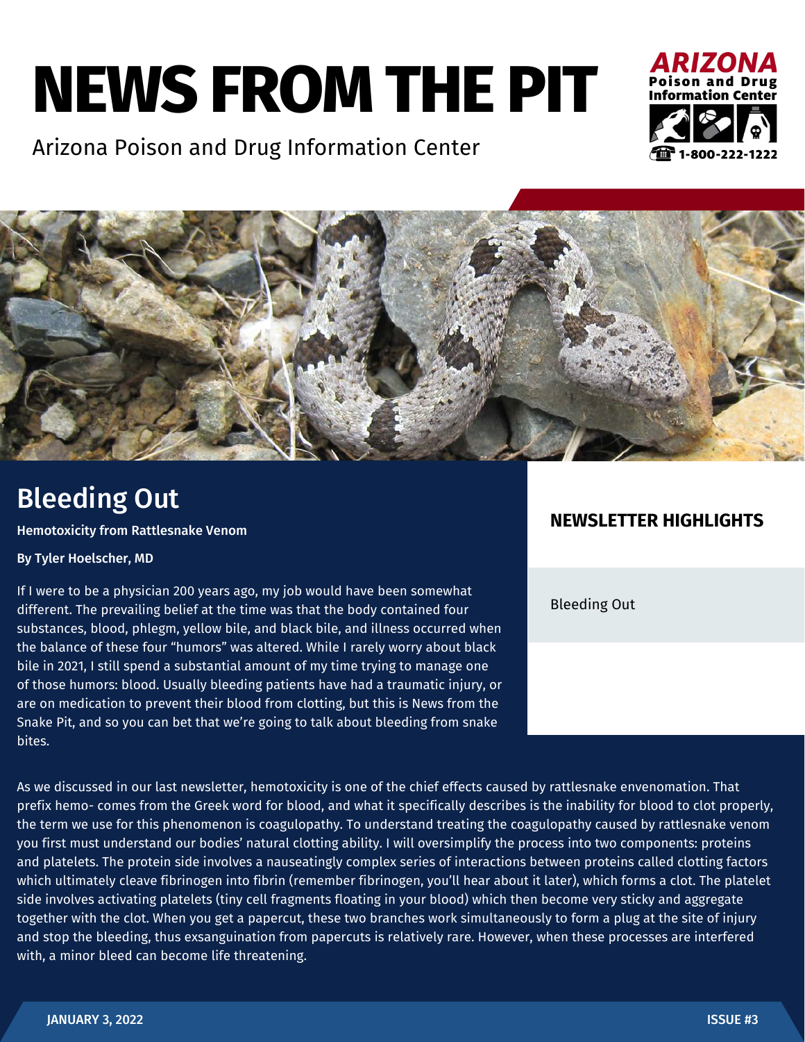# NEWS FROM THE PIT

Arizona Poison and Drug Information Center

ARIZONA Poison and Drug Information Center 1-800-222-1222

## Bleeding Out

**Hemotoxicity from Rattlesnake Venom**

**By Tyler Hoelscher, MD**

If I were to be a physician 200 years ago, my job would have been somewhat different. The prevailing belief at the time was that the body contained four substances, blood, phlegm, yellow bile, and black bile, and illness occurred when the balance of these four "humors" was altered. While I rarely worry about black bile in 2021, I still spend a substantial amount of my time trying to manage one of those humors: blood. Usually bleeding patients have had a traumatic injury, or are on medication to prevent their blood from clotting, but this is News from the Snake Pit, and so you can bet that we're going to talk about bleeding from snake bites.

### NEWSLETTER HIGHLIGHTS

Bleeding Out

As we discussed in our last newsletter, hemotoxicity is one of the chief effects caused by rattlesnake envenomation. That prefix hemo- comes from the Greek word for blood, and what it specifically describes is the inability for blood to clot properly, the term we use for this phenomenon is coagulopathy. To understand treating the coagulopathy caused by rattlesnake venom you first must understand our bodies' natural clotting ability. I will oversimplify the process into two components: proteins and platelets. The protein side involves a nauseatingly complex series of interactions between proteins called clotting factors which ultimately cleave fibrinogen into fibrin (remember fibrinogen, you'll hear about it later), which forms a clot. The platelet side involves activating platelets (tiny cell fragments floating in your blood) which then become very sticky and aggregate together with the clot. When you get a papercut, these two branches work simultaneously to form a plug at the site of injury and stop the bleeding, thus exsanguination from papercuts is relatively rare. However, when these processes are interfered with, a minor bleed can become life threatening.

JANUARY 3, 2022 ISSUE #3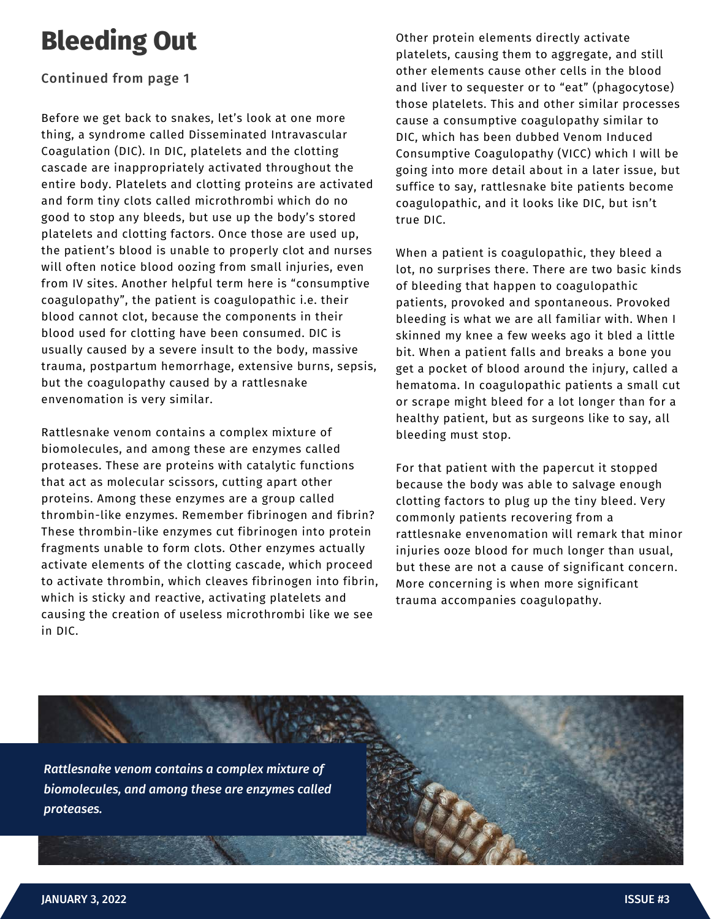# Bleeding Out

Continued from page 1

Before we get back to snakes, let's look at one more thing, a syndrome called Disseminated Intravascular Coagulation (DIC). In DIC, platelets and the clotting cascade are inappropriately activated throughout the entire body. Platelets and clotting proteins are activated and form tiny clots called microthrombi which do no good to stop any bleeds, but use up the body's stored platelets and clotting factors. Once those are used up, the patient's blood is unable to properly clot and nurses will often notice blood oozing from small injuries, even from IV sites. Another helpful term here is "consumptive coagulopathy", the patient is coagulopathic i.e. their blood cannot clot, because the components in their blood used for clotting have been consumed. DIC is usually caused by a severe insult to the body, massive trauma, postpartum hemorrhage, extensive burns, sepsis, but the coagulopathy caused by a rattlesnake envenomation is very similar.

Rattlesnake venom contains a complex mixture of biomolecules, and among these are enzymes called proteases. These are proteins with catalytic functions that act as molecular scissors, cutting apart other proteins. Among these enzymes are a group called thrombin-like enzymes. Remember fibrinogen and fibrin? These thrombin-like enzymes cut fibrinogen into protein fragments unable to form clots. Other enzymes actually activate elements of the clotting cascade, which proceed to activate thrombin, which cleaves fibrinogen into fibrin, which is sticky and reactive, activating platelets and causing the creation of useless microthrombi like we see in DIC.

Other protein elements directly activate platelets, causing them to aggregate, and still other elements cause other cells in the blood and liver to sequester or to "eat" (phagocytose) those platelets. This and other similar processes cause a consumptive coagulopathy similar to DIC, which has been dubbed Venom Induced Consumptive Coagulopathy (VICC) which I will be going into more detail about in a later issue, but suffice to say, rattlesnake bite patients become coagulopathic, and it looks like DIC, but isn't true DIC.

When a patient is coagulopathic, they bleed a lot, no surprises there. There are two basic kinds of bleeding that happen to coagulopathic patients, provoked and spontaneous. Provoked bleeding is what we are all familiar with. When I skinned my knee a few weeks ago it bled a little bit. When a patient falls and breaks a bone you get a pocket of blood around the injury, called a hematoma. In coagulopathic patients a small cut or scrape might bleed for a lot longer than for a healthy patient, but as surgeons like to say, all bleeding must stop.

For that patient with the papercut it stopped because the body was able to salvage enough clotting factors to plug up the tiny bleed. Very commonly patients recovering from a rattlesnake envenomation will remark that minor injuries ooze blood for much longer than usual, but these are not a cause of significant concern. More concerning is when more significant trauma accompanies coagulopathy.

*Rattlesnake venom contains a complex mixture of biomolecules, and among these are enzymes called proteases.*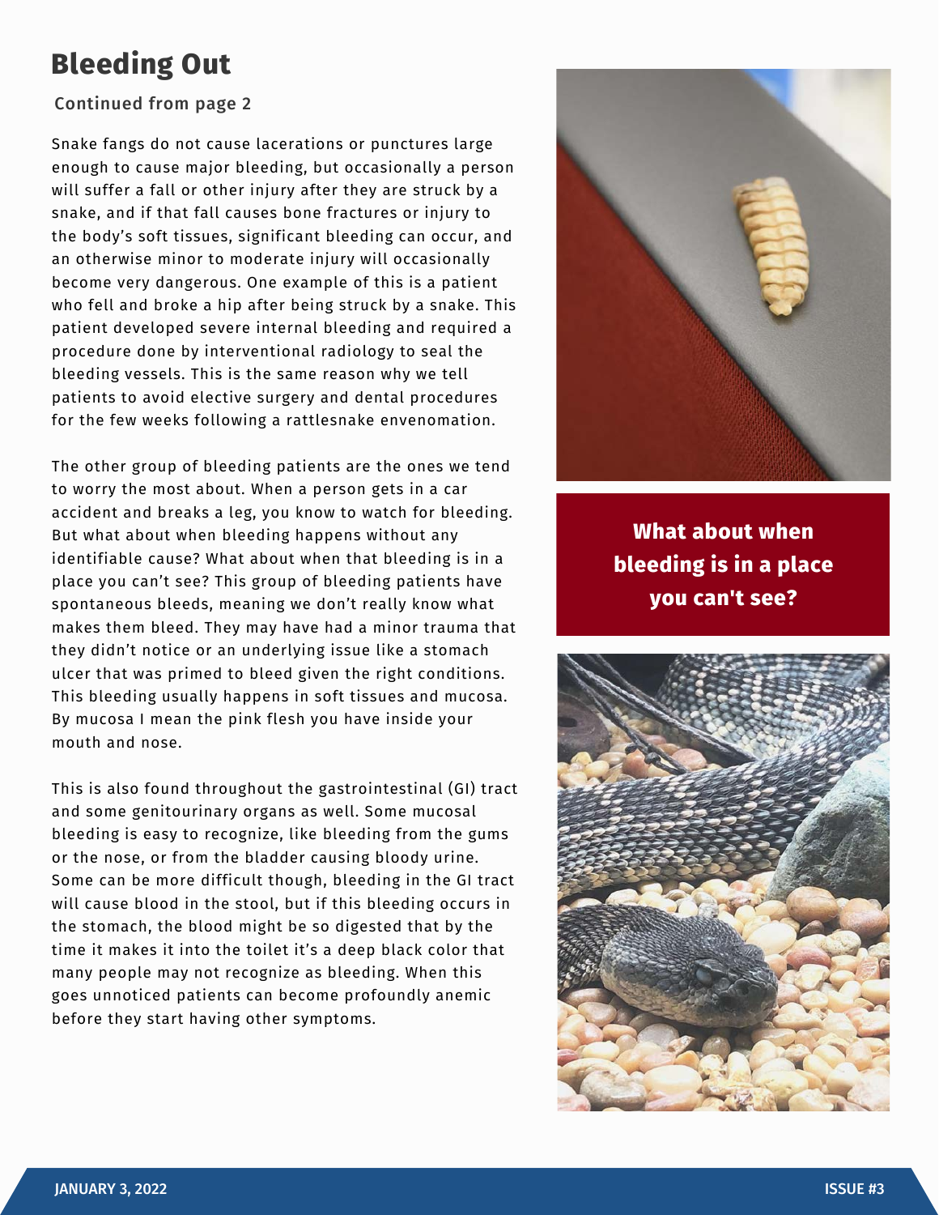# Bleeding Out

Continued from page 2

Snake fangs do not cause lacerations or punctures large enough to cause major bleeding, but occasionally a person will suffer a fall or other injury after they are struck by a snake, and if that fall causes bone fractures or injury to the body's soft tissues, significant bleeding can occur, and an otherwise minor to moderate injury will occasionally become very dangerous. One example of this is a patient who fell and broke a hip after being struck by a snake. This patient developed severe internal bleeding and required a procedure done by interventional radiology to seal the bleeding vessels. This is the same reason why we tell patients to avoid elective surgery and dental procedures for the few weeks following a rattlesnake envenomation.

The other group of bleeding patients are the ones we tend to worry the most about. When a person gets in a car accident and breaks a leg, you know to watch for bleeding. But what about when bleeding happens without any identifiable cause? What about when that bleeding is in a place you can't see? This group of bleeding patients have spontaneous bleeds, meaning we don't really know what makes them bleed. They may have had a minor trauma that they didn't notice or an underlying issue like a stomach ulcer that was primed to bleed given the right conditions. This bleeding usually happens in soft tissues and mucosa. By mucosa I mean the pink flesh you have inside your mouth and nose.

**What about when bleeding is in a place you can't see?**

This is also found throughout the gastrointestinal (GI) tract and some genitourinary organs as well. Some mucosal bleeding is easy to recognize, like bleeding from the gums or the nose, or from the bladder causing bloody urine. Some can be more difficult though, bleeding in the GI tract will cause blood in the stool, but if this bleeding occurs in the stomach, the blood might be so digested that by the time it makes it into the toilet it's a deep black color that many people may not recognize as bleeding. When this goes unnoticed patients can become profoundly anemic before they start having other symptoms.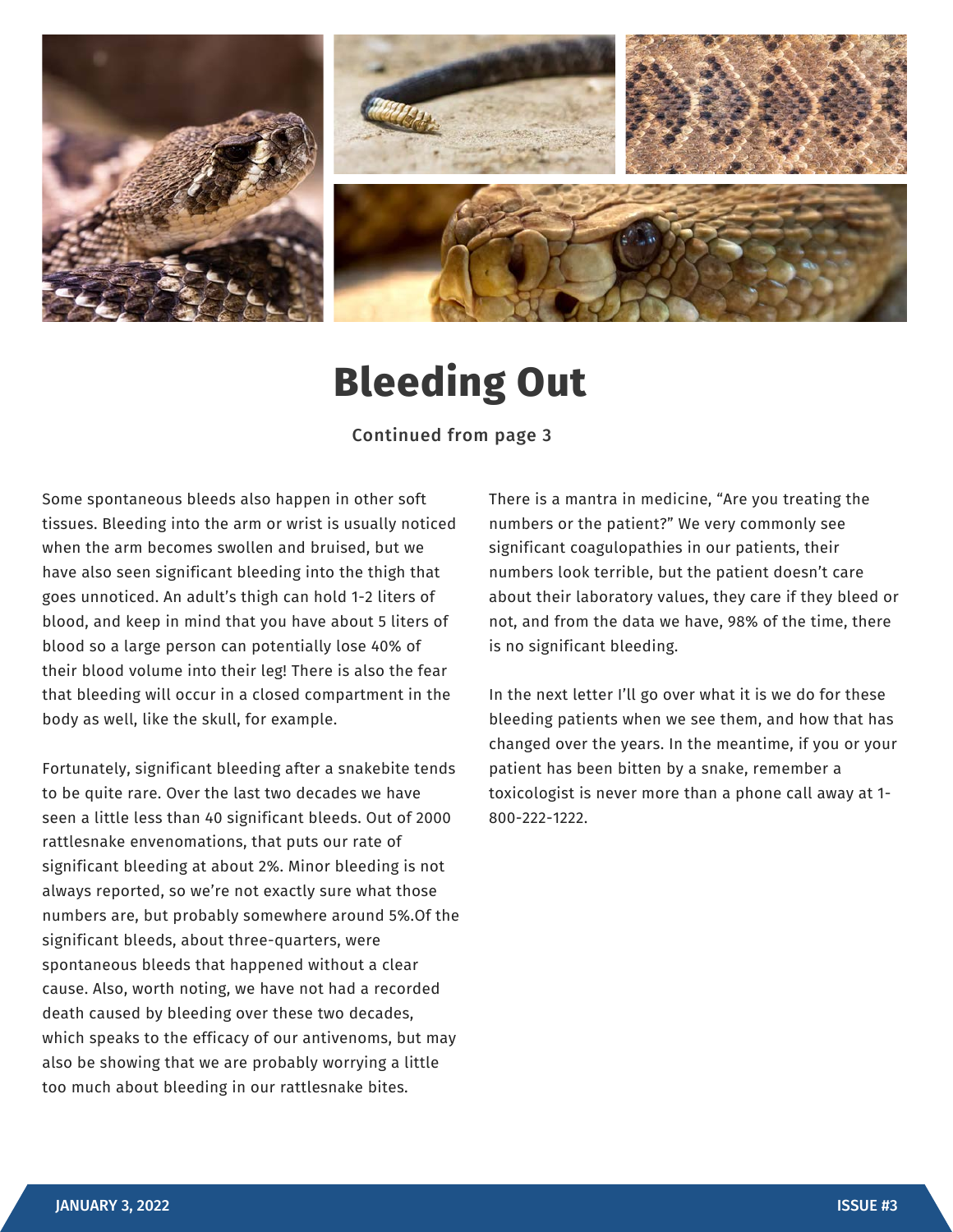# Bleeding Out

**Continued from page 3**

Some spontaneous bleeds also happen in other soft tissues. Bleeding into the arm or wrist is usually noticed when the arm becomes swollen and bruised, but we have also seen significant bleeding into the thigh that goes unnoticed. An adult's thigh can hold 1-2 liters of blood, and keep in mind that you have about 5 liters of blood so a large person can potentially lose 40% of their blood volume into their leg! There is also the fear that bleeding will occur in a closed compartment in the body as well, like the skull, for example.

Fortunately, significant bleeding after a snakebite tends to be quite rare. Over the last two decades we have seen a little less than 40 significant bleeds. Out of 2000 rattlesnake envenomations, that puts our rate of significant bleeding at about 2%. Minor bleeding is not always reported, so we're not exactly sure what those numbers are, but probably somewhere around 5%.Of the significant bleeds, about three-quarters, were spontaneous bleeds that happened without a clear cause. Also, worth noting, we have not had a recorded death caused by bleeding over these two decades, which speaks to the efficacy of our antivenoms, but may also be showing that we are probably worrying a little too much about bleeding in our rattlesnake bites.

There is a mantra in medicine, "Are you treating the numbers or the patient?" We very commonly see significant coagulopathies in our patients, their numbers look terrible, but the patient doesn't care about their laboratory values, they care if they bleed or not, and from the data we have, 98% of the time, there is no significant bleeding.

In the next letter I'll go over what it is we do for these bleeding patients when we see them, and how that has changed over the years. In the meantime, if you or your patient has been bitten by a snake, remember a toxicologist is never more than a phone call away at 1-800-222-1222.